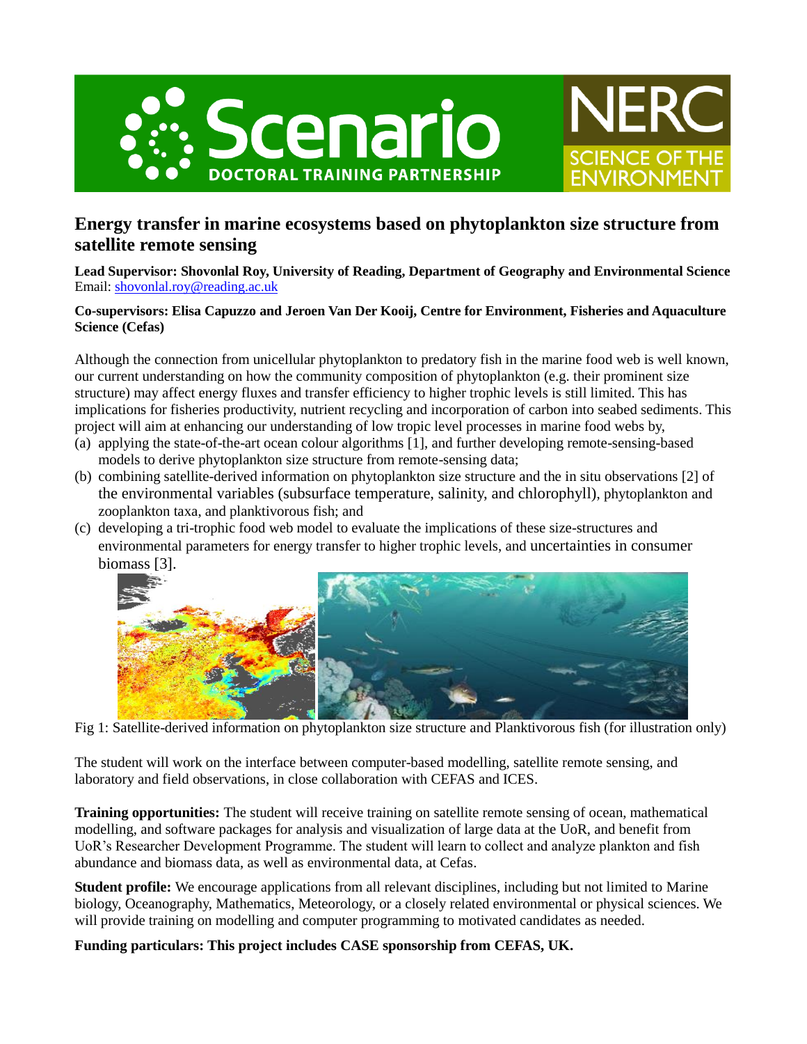# Energy transfer in marine ecosystems based on phytoplankton size structure from satellite remote sensing

**Lead Supervisor: Shovonlal Roy, University of Reading, Department of Geography and Environmental Science**
Email: shovonlal.roy@reading.ac.uk

**Co-supervisors: Elisa Capuzzo and Jeroen Van Der Kooij, Centre for Environment, Fisheries and Aquaculture Science (Cefas)**

Although the connection from unicellular phytoplankton to predatory fish in the marine food web is well known, our current understanding on how the community composition of phytoplankton (e.g. their prominent size structure) may affect energy fluxes and transfer efficiency to higher trophic levels is still limited. This has implications for fisheries productivity, nutrient recycling and incorporation of carbon into seabed sediments. This project will aim at enhancing our understanding of low tropic level processes in marine food webs by,

(a) applying the state-of-the-art ocean colour algorithms [1], and further developing remote-sensing-based models to derive phytoplankton size structure from remote-sensing data;
(b) combining satellite-derived information on phytoplankton size structure and the in situ observations [2] of the environmental variables (subsurface temperature, salinity, and chlorophyll), phytoplankton and zooplankton taxa, and planktivorous fish; and
(c) developing a tri-trophic food web model to evaluate the implications of these size-structures and environmental parameters for energy transfer to higher trophic levels, and uncertainties in consumer biomass [3].

Fig 1: Satellite-derived information on phytoplankton size structure and Planktivorous fish (for illustration only)

The student will work on the interface between computer-based modelling, satellite remote sensing, and laboratory and field observations, in close collaboration with CEFAS and ICES.

**Training opportunities:** The student will receive training on satellite remote sensing of ocean, mathematical modelling, and software packages for analysis and visualization of large data at the UoR, and benefit from UoR's Researcher Development Programme. The student will learn to collect and analyze plankton and fish abundance and biomass data, as well as environmental data, at Cefas.

**Student profile:** We encourage applications from all relevant disciplines, including but not limited to Marine biology, Oceanography, Mathematics, Meteorology, or a closely related environmental or physical sciences. We will provide training on modelling and computer programming to motivated candidates as needed.

**Funding particulars: This project includes CASE sponsorship from CEFAS, UK.**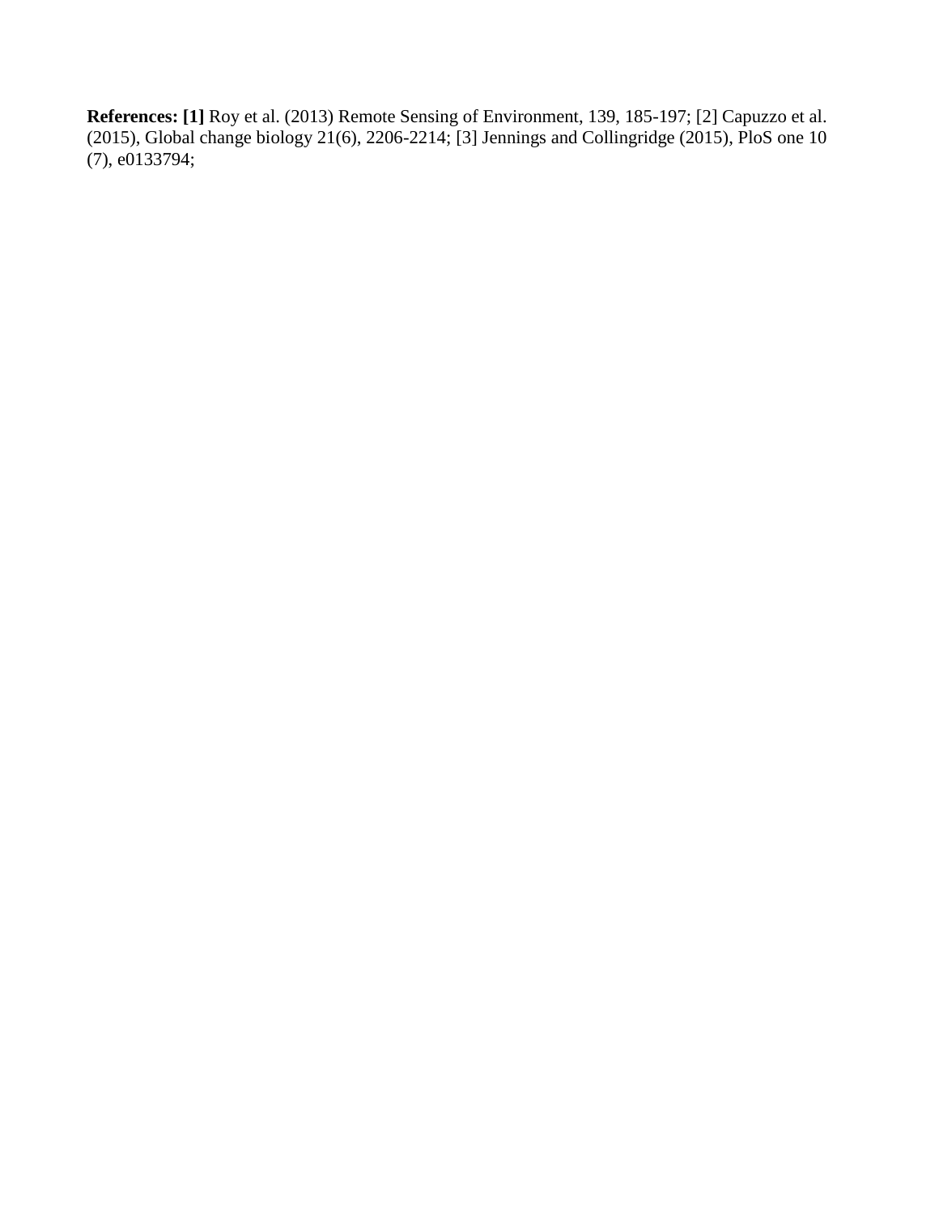**References: [1]** Roy et al. (2013) Remote Sensing of Environment, 139, 185-197; [2] Capuzzo et al. (2015), Global change biology 21(6), 2206-2214; [3] Jennings and Collingridge (2015), PloS one 10 (7), e0133794;